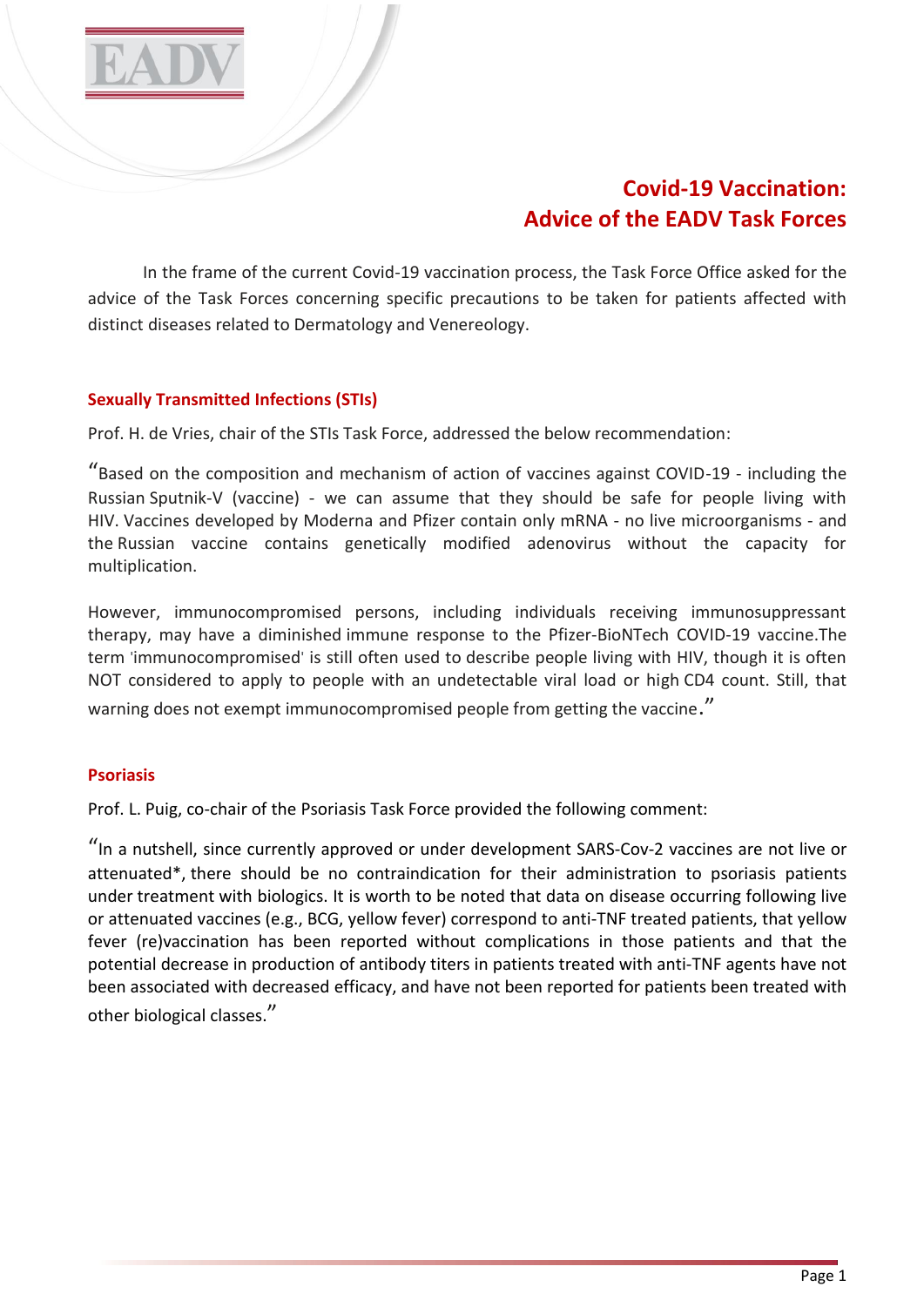# Covid-19 Vaccination: Advice of the EADV Task Forces

In the frame of the current Covid-19 vaccination process, the Task Force Office asked for the advice of the Task Forces concerning specific precautions to be taken for patients affected with distinct diseases related to Dermatology and Venereology.

## Sexually Transmitted Infections (STIs)

Prof. H. de Vries, chair of the STIs Task Force, addressed the below recommendation:

"Based on the composition and mechanism of action of vaccines against COVID-19 - including the Russian Sputnik-V (vaccine) - we can assume that they should be safe for people living with HIV. Vaccines developed by Moderna and Pfizer contain only mRNA - no live microorganisms - and the Russian vaccine contains genetically modified adenovirus without the capacity for multiplication.

However, immunocompromised persons, including individuals receiving immunosuppressant therapy, may have a diminished immune response to the Pfizer-BioNTech COVID-19 vaccine.The term 'immunocompromised' is still often used to describe people living with HIV, though it is often NOT considered to apply to people with an undetectable viral load or high CD4 count. Still, that warning does not exempt immunocompromised people from getting the vaccine."

## Psoriasis

Prof. L. Puig, co-chair of the Psoriasis Task Force provided the following comment:

"In a nutshell, since currently approved or under development SARS-Cov-2 vaccines are not live or attenuated*, there should be no contraindication for their administration to psoriasis patients under treatment with biologics. It is worth to be noted that data on disease occurring following live or attenuated vaccines (e.g., BCG, yellow fever) correspond to anti-TNF treated patients, that yellow fever (re)vaccination has been reported without complications in those patients and that the potential decrease in production of antibody titers in patients treated with anti-TNF agents have not been associated with decreased efficacy, and have not been reported for patients been treated with other biological classes."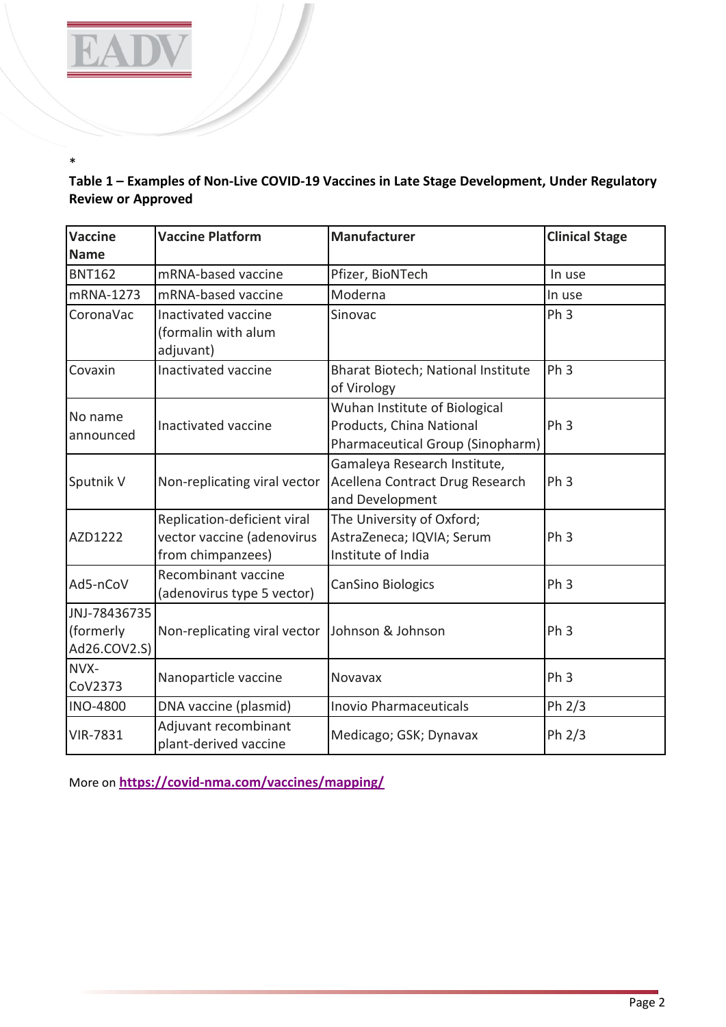*

**Table 1 – Examples of Non-Live COVID-19 Vaccines in Late Stage Development, Under Regulatory Review or Approved**

| Vaccine Name | Vaccine Platform | Manufacturer | Clinical Stage |
|---|---|---|---|
| BNT162 | mRNA-based vaccine | Pfizer, BioNTech | In use |
| mRNA-1273 | mRNA-based vaccine | Moderna | In use |
| CoronaVac | Inactivated vaccine (formalin with alum adjuvant) | Sinovac | Ph 3 |
| Covaxin | Inactivated vaccine | Bharat Biotech; National Institute of Virology | Ph 3 |
| No name announced | Inactivated vaccine | Wuhan Institute of Biological Products, China National Pharmaceutical Group (Sinopharm) | Ph 3 |
| Sputnik V | Non-replicating viral vector | Gamaleya Research Institute, Acellena Contract Drug Research and Development | Ph 3 |
| AZD1222 | Replication-deficient viral vector vaccine (adenovirus from chimpanzees) | The University of Oxford; AstraZeneca; IQVIA; Serum Institute of India | Ph 3 |
| Ad5-nCoV | Recombinant vaccine (adenovirus type 5 vector) | CanSino Biologics | Ph 3 |
| JNJ-78436735 (formerly Ad26.COV2.S) | Non-replicating viral vector | Johnson & Johnson | Ph 3 |
| NVX-CoV2373 | Nanoparticle vaccine | Novavax | Ph 3 |
| INO-4800 | DNA vaccine (plasmid) | Inovio Pharmaceuticals | Ph 2/3 |
| VIR-7831 | Adjuvant recombinant plant-derived vaccine | Medicago; GSK; Dynavax | Ph 2/3 |

More on **https://covid-nma.com/vaccines/mapping/**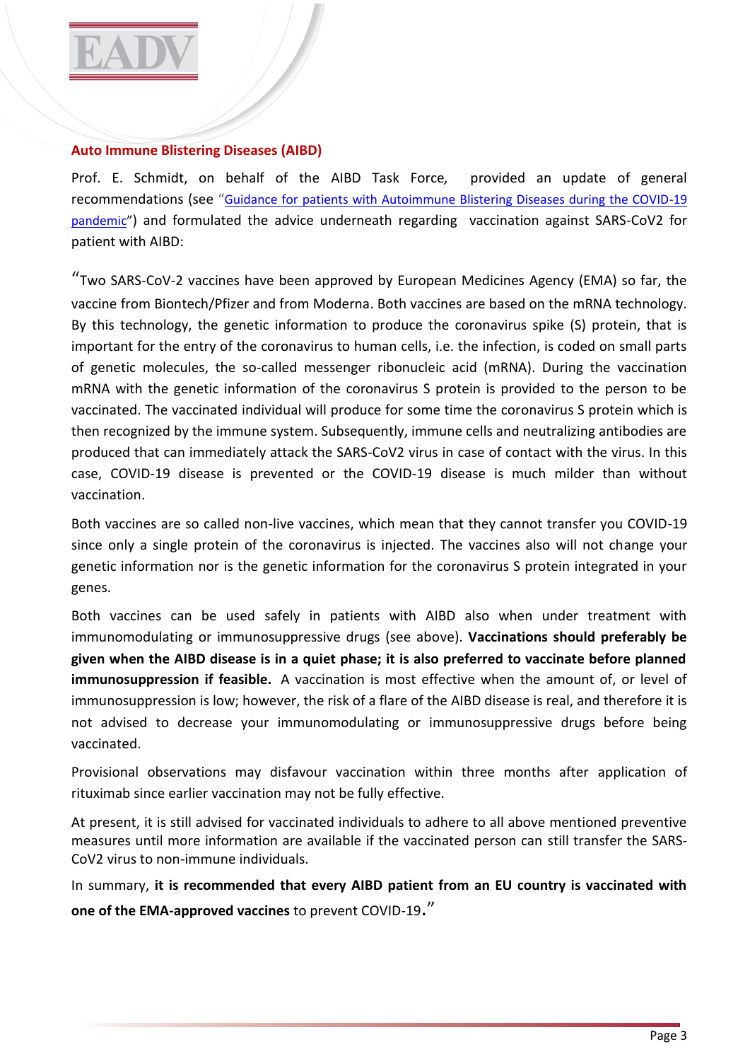## Auto Immune Blistering Diseases (AIBD)

Prof. E. Schmidt, on behalf of the AIBD Task Force, provided an update of general recommendations (see "Guidance for patients with Autoimmune Blistering Diseases during the COVID-19 pandemic") and formulated the advice underneath regarding vaccination against SARS-CoV2 for patient with AIBD:

"Two SARS-CoV-2 vaccines have been approved by European Medicines Agency (EMA) so far, the vaccine from Biontech/Pfizer and from Moderna. Both vaccines are based on the mRNA technology. By this technology, the genetic information to produce the coronavirus spike (S) protein, that is important for the entry of the coronavirus to human cells, i.e. the infection, is coded on small parts of genetic molecules, the so-called messenger ribonucleic acid (mRNA). During the vaccination mRNA with the genetic information of the coronavirus S protein is provided to the person to be vaccinated. The vaccinated individual will produce for some time the coronavirus S protein which is then recognized by the immune system. Subsequently, immune cells and neutralizing antibodies are produced that can immediately attack the SARS-CoV2 virus in case of contact with the virus. In this case, COVID-19 disease is prevented or the COVID-19 disease is much milder than without vaccination.

Both vaccines are so called non-live vaccines, which mean that they cannot transfer you COVID-19 since only a single protein of the coronavirus is injected. The vaccines also will not change your genetic information nor is the genetic information for the coronavirus S protein integrated in your genes.

Both vaccines can be used safely in patients with AIBD also when under treatment with immunomodulating or immunosuppressive drugs (see above). **Vaccinations should preferably be given when the AIBD disease is in a quiet phase; it is also preferred to vaccinate before planned immunosuppression if feasible.** A vaccination is most effective when the amount of, or level of immunosuppression is low; however, the risk of a flare of the AIBD disease is real, and therefore it is not advised to decrease your immunomodulating or immunosuppressive drugs before being vaccinated.

Provisional observations may disfavour vaccination within three months after application of rituximab since earlier vaccination may not be fully effective.

At present, it is still advised for vaccinated individuals to adhere to all above mentioned preventive measures until more information are available if the vaccinated person can still transfer the SARS-CoV2 virus to non-immune individuals.

In summary, **it is recommended that every AIBD patient from an EU country is vaccinated with one of the EMA-approved vaccines** to prevent COVID-19."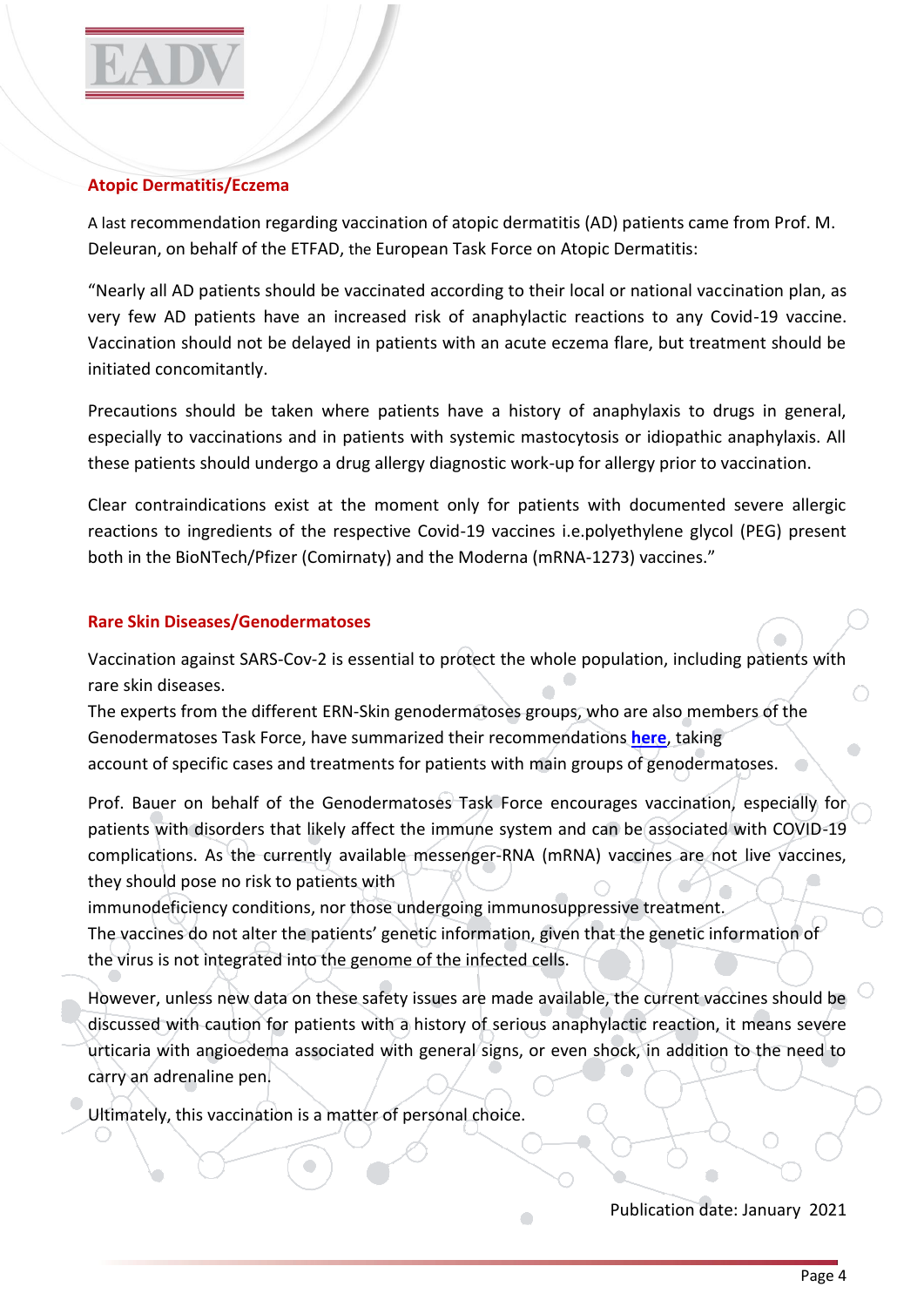## Atopic Dermatitis/Eczema

A last recommendation regarding vaccination of atopic dermatitis (AD) patients came from Prof. M. Deleuran, on behalf of the ETFAD, the European Task Force on Atopic Dermatitis:

"Nearly all AD patients should be vaccinated according to their local or national vaccination plan, as very few AD patients have an increased risk of anaphylactic reactions to any Covid-19 vaccine. Vaccination should not be delayed in patients with an acute eczema flare, but treatment should be initiated concomitantly.

Precautions should be taken where patients have a history of anaphylaxis to drugs in general, especially to vaccinations and in patients with systemic mastocytosis or idiopathic anaphylaxis. All these patients should undergo a drug allergy diagnostic work-up for allergy prior to vaccination.

Clear contraindications exist at the moment only for patients with documented severe allergic reactions to ingredients of the respective Covid-19 vaccines i.e.polyethylene glycol (PEG) present both in the BioNTech/Pfizer (Comirnaty) and the Moderna (mRNA-1273) vaccines."

## Rare Skin Diseases/Genodermatoses

Vaccination against SARS-Cov-2 is essential to protect the whole population, including patients with rare skin diseases.
The experts from the different ERN-Skin genodermatoses groups, who are also members of the Genodermatoses Task Force, have summarized their recommendations **here**, taking account of specific cases and treatments for patients with main groups of genodermatoses.

Prof. Bauer on behalf of the Genodermatoses Task Force encourages vaccination, especially for patients with disorders that likely affect the immune system and can be associated with COVID-19 complications. As the currently available messenger-RNA (mRNA) vaccines are not live vaccines, they should pose no risk to patients with immunodeficiency conditions, nor those undergoing immunosuppressive treatment.
The vaccines do not alter the patients' genetic information, given that the genetic information of the virus is not integrated into the genome of the infected cells.

However, unless new data on these safety issues are made available, the current vaccines should be discussed with caution for patients with a history of serious anaphylactic reaction, it means severe urticaria with angioedema associated with general signs, or even shock, in addition to the need to carry an adrenaline pen.

Ultimately, this vaccination is a matter of personal choice.

Publication date: January 2021